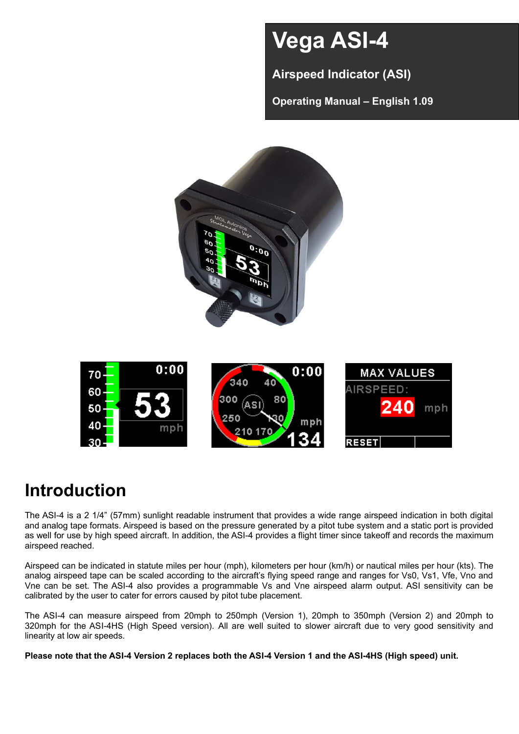# Vega ASI-4

## Airspeed Indicator (ASI)

**Operating Manual – English 1.09**

## Introduction

The ASI-4 is a 2 1/4" (57mm) sunlight readable instrument that provides a wide range airspeed indication in both digital and analog tape formats. Airspeed is based on the pressure generated by a pitot tube system and a static port is provided as well for use by high speed aircraft. In addition, the ASI-4 provides a flight timer since takeoff and records the maximum airspeed reached.

Airspeed can be indicated in statute miles per hour (mph), kilometers per hour (km/h) or nautical miles per hour (kts). The analog airspeed tape can be scaled according to the aircraft's flying speed range and ranges for Vs0, Vs1, Vfe, Vno and Vne can be set. The ASI-4 also provides a programmable Vs and Vne airspeed alarm output. ASI sensitivity can be calibrated by the user to cater for errors caused by pitot tube placement.

The ASI-4 can measure airspeed from 20mph to 250mph (Version 1), 20mph to 350mph (Version 2) and 20mph to 320mph for the ASI-4HS (High Speed version). All are well suited to slower aircraft due to very good sensitivity and linearity at low air speeds.

**Please note that the ASI-4 Version 2 replaces both the ASI-4 Version 1 and the ASI-4HS (High speed) unit.**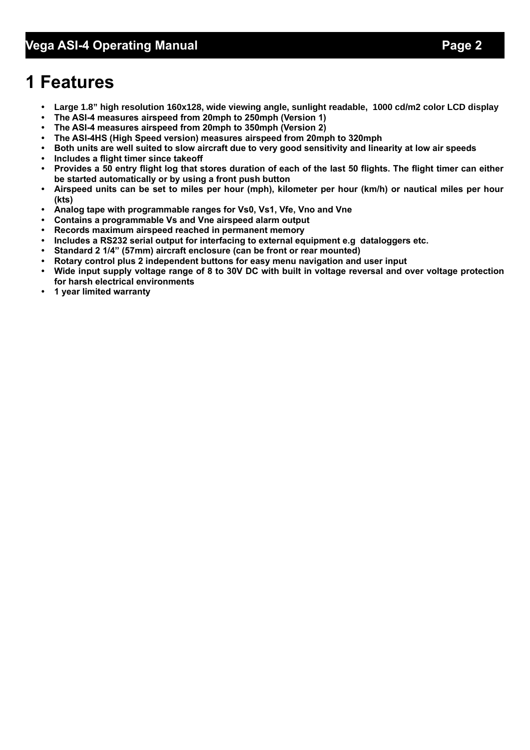# 1 Features

- **Large 1.8" high resolution 160x128, wide viewing angle, sunlight readable, 1000 cd/m2 color LCD display**
- **The ASI-4 measures airspeed from 20mph to 250mph (Version 1)**
- **The ASI-4 measures airspeed from 20mph to 350mph (Version 2)**
- **The ASI-4HS (High Speed version) measures airspeed from 20mph to 320mph**
- **Both units are well suited to slow aircraft due to very good sensitivity and linearity at low air speeds**
- **Includes a flight timer since takeoff**
- **Provides a 50 entry flight log that stores duration of each of the last 50 flights. The flight timer can either be started automatically or by using a front push button**
- **Airspeed units can be set to miles per hour (mph), kilometer per hour (km/h) or nautical miles per hour (kts)**
- **Analog tape with programmable ranges for Vs0, Vs1, Vfe, Vno and Vne**
- **Contains a programmable Vs and Vne airspeed alarm output**
- **Records maximum airspeed reached in permanent memory**
- **Includes a RS232 serial output for interfacing to external equipment e.g dataloggers etc.**
- **Standard 2 1/4" (57mm) aircraft enclosure (can be front or rear mounted)**
- **Rotary control plus 2 independent buttons for easy menu navigation and user input**
- **Wide input supply voltage range of 8 to 30V DC with built in voltage reversal and over voltage protection for harsh electrical environments**
- **1 year limited warranty**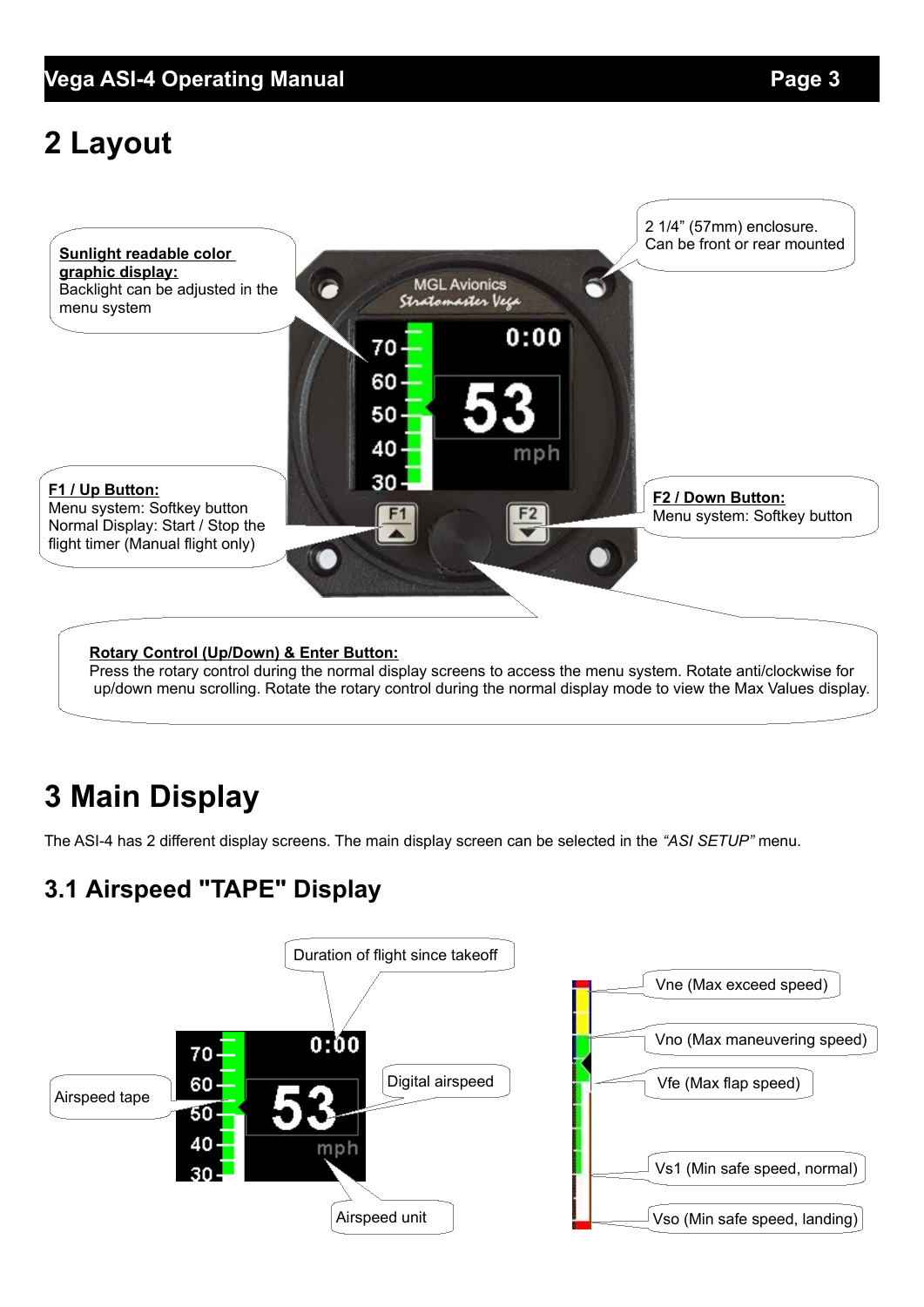# 2 Layout

**Sunlight readable color graphic display:**
Backlight can be adjusted in the menu system

2 1/4" (57mm) enclosure.
Can be front or rear mounted

**F1 / Up Button:**
Menu system: Softkey button
Normal Display: Start / Stop the flight timer (Manual flight only)

**F2 / Down Button:**
Menu system: Softkey button

**Rotary Control (Up/Down) & Enter Button:**
Press the rotary control during the normal display screens to access the menu system. Rotate anti/clockwise for up/down menu scrolling. Rotate the rotary control during the normal display mode to view the Max Values display.

# 3 Main Display

The ASI-4 has 2 different display screens. The main display screen can be selected in the *"ASI SETUP"* menu.

## 3.1 Airspeed "TAPE" Display

- Duration of flight since takeoff
- Airspeed tape
- Digital airspeed
- Airspeed unit

- Vne (Max exceed speed)
- Vno (Max maneuvering speed)
- Vfe (Max flap speed)
- Vs1 (Min safe speed, normal)
- Vso (Min safe speed, landing)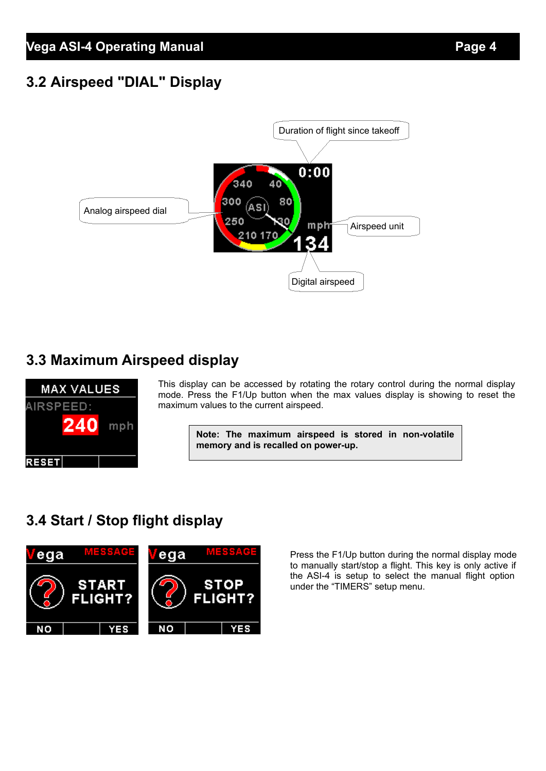## 3.2 Airspeed "DIAL" Display

Duration of flight since takeoff

Analog airspeed dial

Airspeed unit

Digital airspeed

## 3.3 Maximum Airspeed display

This display can be accessed by rotating the rotary control during the normal display mode. Press the F1/Up button when the max values display is showing to reset the maximum values to the current airspeed.

**Note: The maximum airspeed is stored in non-volatile memory and is recalled on power-up.**

## 3.4 Start / Stop flight display

Press the F1/Up button during the normal display mode to manually start/stop a flight. This key is only active if the ASI-4 is setup to select the manual flight option under the "TIMERS" setup menu.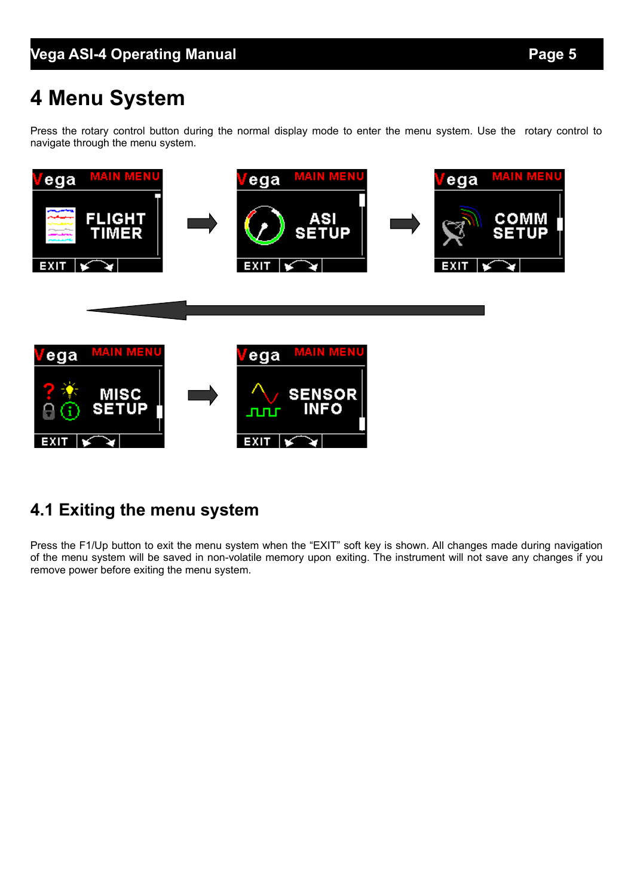# 4 Menu System

Press the rotary control button during the normal display mode to enter the menu system. Use the rotary control to navigate through the menu system.

## 4.1 Exiting the menu system

Press the F1/Up button to exit the menu system when the “EXIT” soft key is shown. All changes made during navigation of the menu system will be saved in non-volatile memory upon exiting. The instrument will not save any changes if you remove power before exiting the menu system.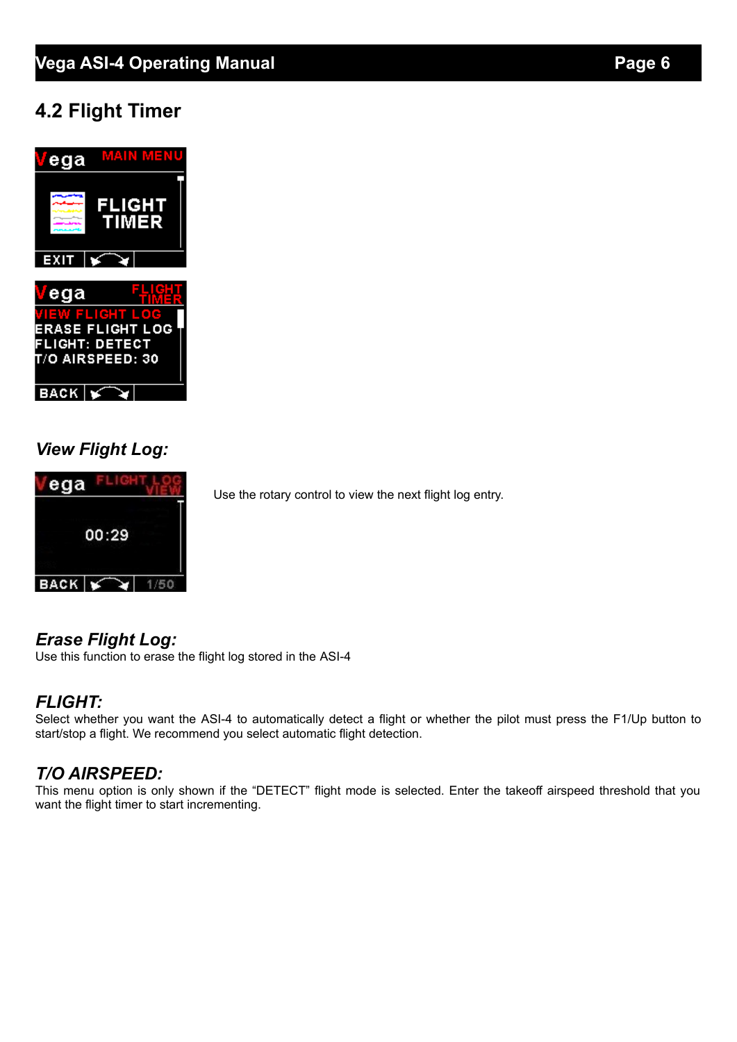## 4.2 Flight Timer

### *View Flight Log:*

Use the rotary control to view the next flight log entry.

### *Erase Flight Log:*

Use this function to erase the flight log stored in the ASI-4

### *FLIGHT:*

Select whether you want the ASI-4 to automatically detect a flight or whether the pilot must press the F1/Up button to start/stop a flight. We recommend you select automatic flight detection.

### *T/O AIRSPEED:*

This menu option is only shown if the “DETECT” flight mode is selected. Enter the takeoff airspeed threshold that you want the flight timer to start incrementing.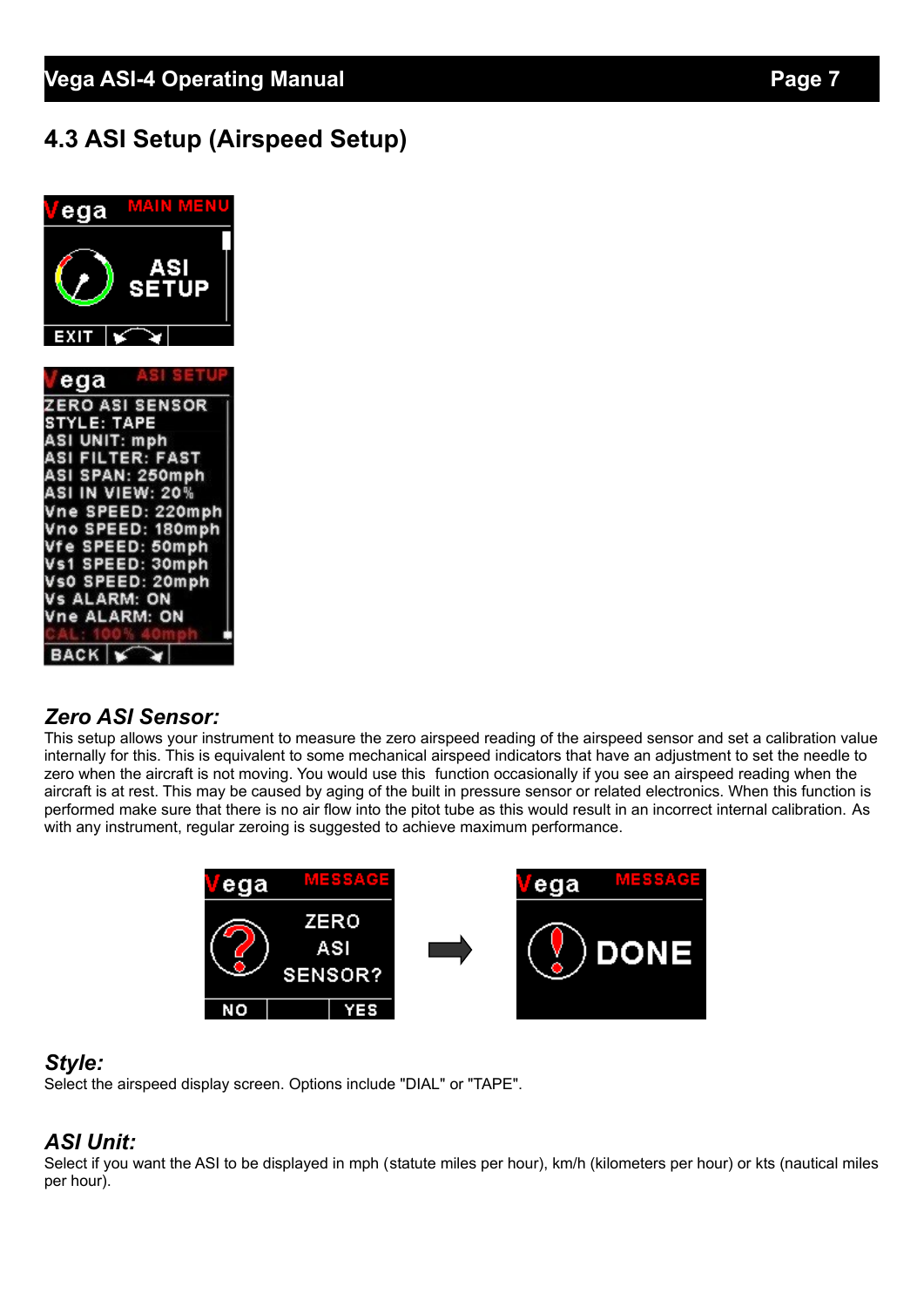## 4.3 ASI Setup (Airspeed Setup)

### *Zero ASI Sensor:*

This setup allows your instrument to measure the zero airspeed reading of the airspeed sensor and set a calibration value internally for this. This is equivalent to some mechanical airspeed indicators that have an adjustment to set the needle to zero when the aircraft is not moving. You would use this function occasionally if you see an airspeed reading when the aircraft is at rest. This may be caused by aging of the built in pressure sensor or related electronics. When this function is performed make sure that there is no air flow into the pitot tube as this would result in an incorrect internal calibration. As with any instrument, regular zeroing is suggested to achieve maximum performance.

### *Style:*

Select the airspeed display screen. Options include "DIAL" or "TAPE".

### *ASI Unit:*

Select if you want the ASI to be displayed in mph (statute miles per hour), km/h (kilometers per hour) or kts (nautical miles per hour).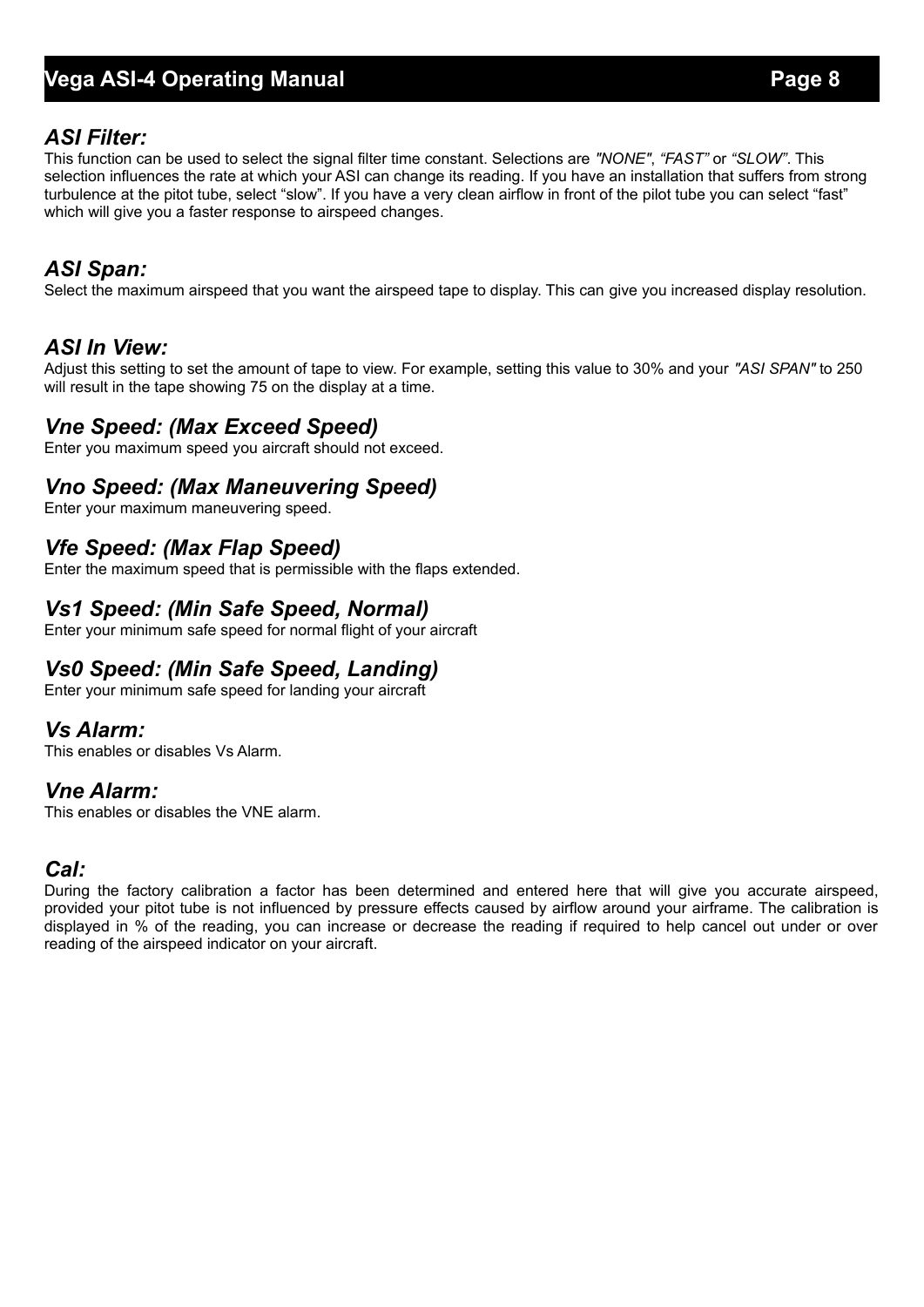### *ASI Filter:*

This function can be used to select the signal filter time constant. Selections are *"NONE"*, *"FAST"* or *"SLOW"*. This selection influences the rate at which your ASI can change its reading. If you have an installation that suffers from strong turbulence at the pitot tube, select "slow". If you have a very clean airflow in front of the pilot tube you can select "fast" which will give you a faster response to airspeed changes.

### *ASI Span:*

Select the maximum airspeed that you want the airspeed tape to display. This can give you increased display resolution.

### *ASI In View:*

Adjust this setting to set the amount of tape to view. For example, setting this value to 30% and your *"ASI SPAN"* to 250 will result in the tape showing 75 on the display at a time.

### *Vne Speed: (Max Exceed Speed)*

Enter you maximum speed you aircraft should not exceed.

### *Vno Speed: (Max Maneuvering Speed)*

Enter your maximum maneuvering speed.

### *Vfe Speed: (Max Flap Speed)*

Enter the maximum speed that is permissible with the flaps extended.

### *Vs1 Speed: (Min Safe Speed, Normal)*

Enter your minimum safe speed for normal flight of your aircraft

### *Vs0 Speed: (Min Safe Speed, Landing)*

Enter your minimum safe speed for landing your aircraft

### *Vs Alarm:*

This enables or disables Vs Alarm.

### *Vne Alarm:*

This enables or disables the VNE alarm.

### *Cal:*

During the factory calibration a factor has been determined and entered here that will give you accurate airspeed, provided your pitot tube is not influenced by pressure effects caused by airflow around your airframe. The calibration is displayed in % of the reading, you can increase or decrease the reading if required to help cancel out under or over reading of the airspeed indicator on your aircraft.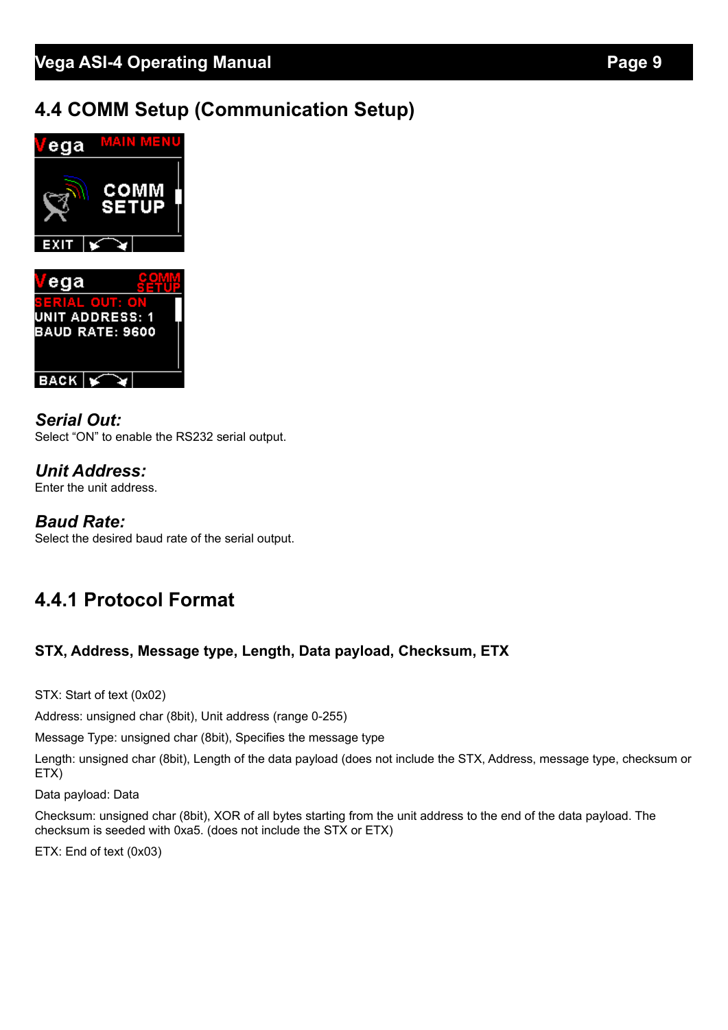## 4.4 COMM Setup (Communication Setup)

### *Serial Out:*
Select “ON” to enable the RS232 serial output.

### *Unit Address:*
Enter the unit address.

### *Baud Rate:*
Select the desired baud rate of the serial output.

### 4.4.1 Protocol Format

**STX, Address, Message type, Length, Data payload, Checksum, ETX**

STX: Start of text (0x02)

Address: unsigned char (8bit), Unit address (range 0-255)

Message Type: unsigned char (8bit), Specifies the message type

Length: unsigned char (8bit), Length of the data payload (does not include the STX, Address, message type, checksum or ETX)

Data payload: Data

Checksum: unsigned char (8bit), XOR of all bytes starting from the unit address to the end of the data payload. The checksum is seeded with 0xa5. (does not include the STX or ETX)

ETX: End of text (0x03)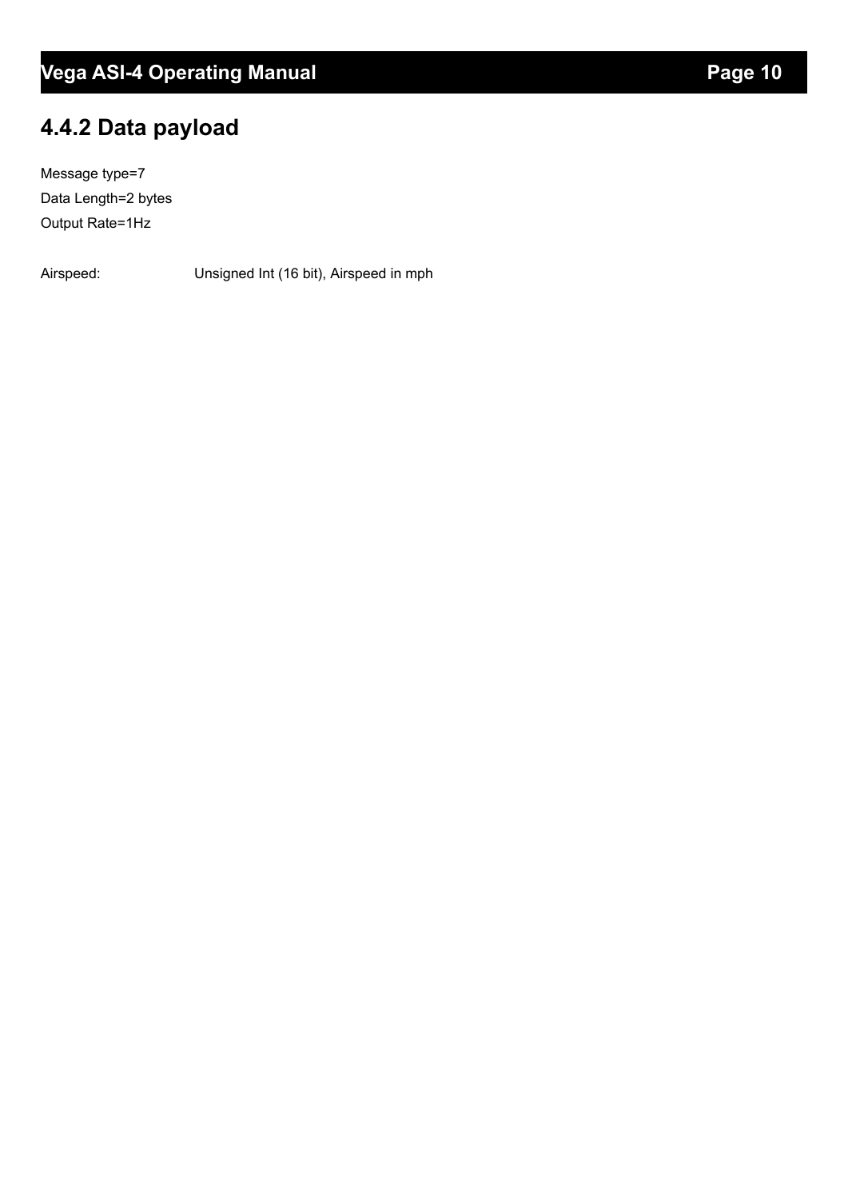### 4.4.2 Data payload

Message type=7

Data Length=2 bytes

Output Rate=1Hz

| | |
|---|---|
| Airspeed: | Unsigned Int (16 bit), Airspeed in mph |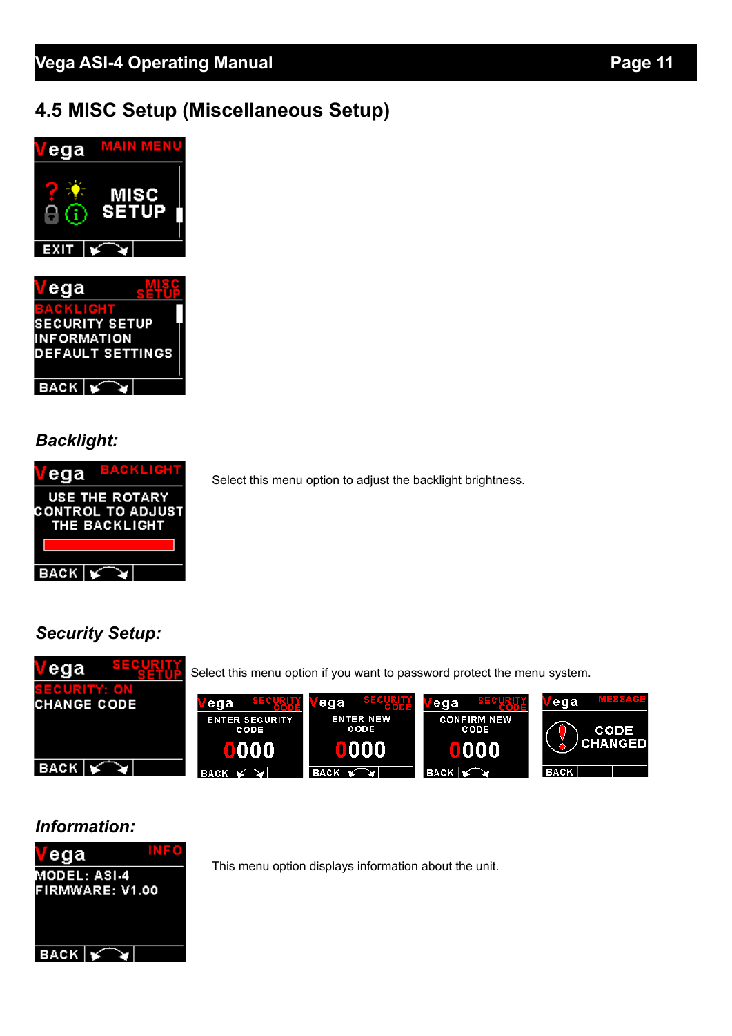## 4.5 MISC Setup (Miscellaneous Setup)

### *Backlight:*

Select this menu option to adjust the backlight brightness.

### *Security Setup:*

Select this menu option if you want to password protect the menu system.

### *Information:*

This menu option displays information about the unit.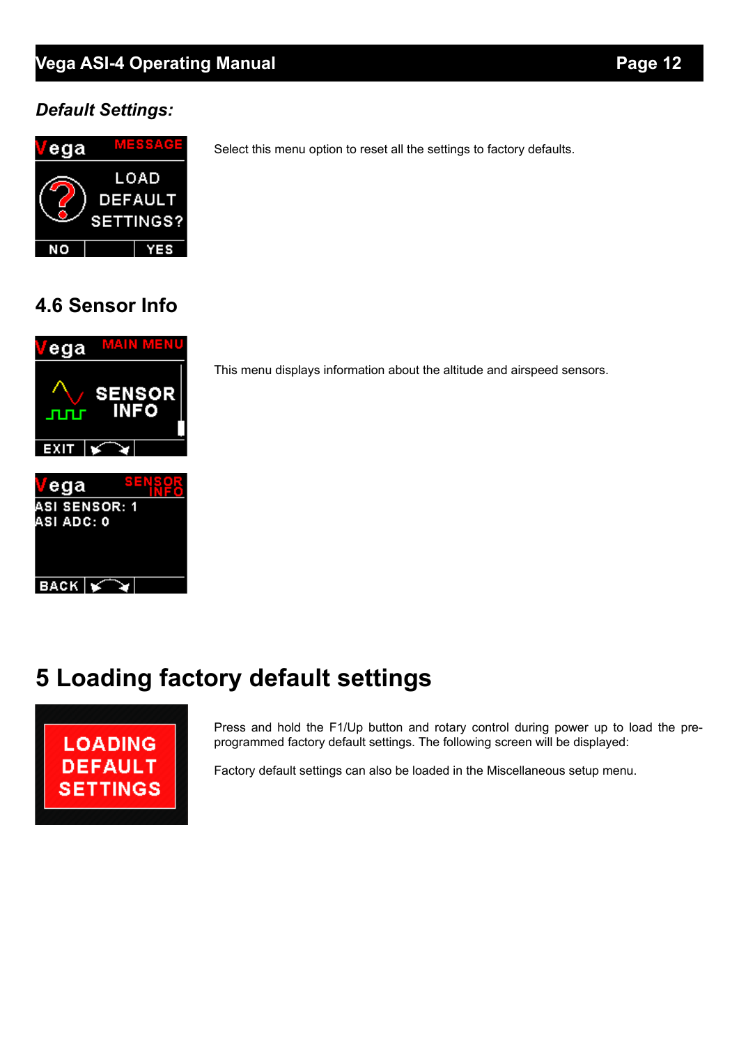*Default Settings:*

Select this menu option to reset all the settings to factory defaults.

## 4.6 Sensor Info

This menu displays information about the altitude and airspeed sensors.

# 5 Loading factory default settings

Press and hold the F1/Up button and rotary control during power up to load the pre-programmed factory default settings. The following screen will be displayed:

Factory default settings can also be loaded in the Miscellaneous setup menu.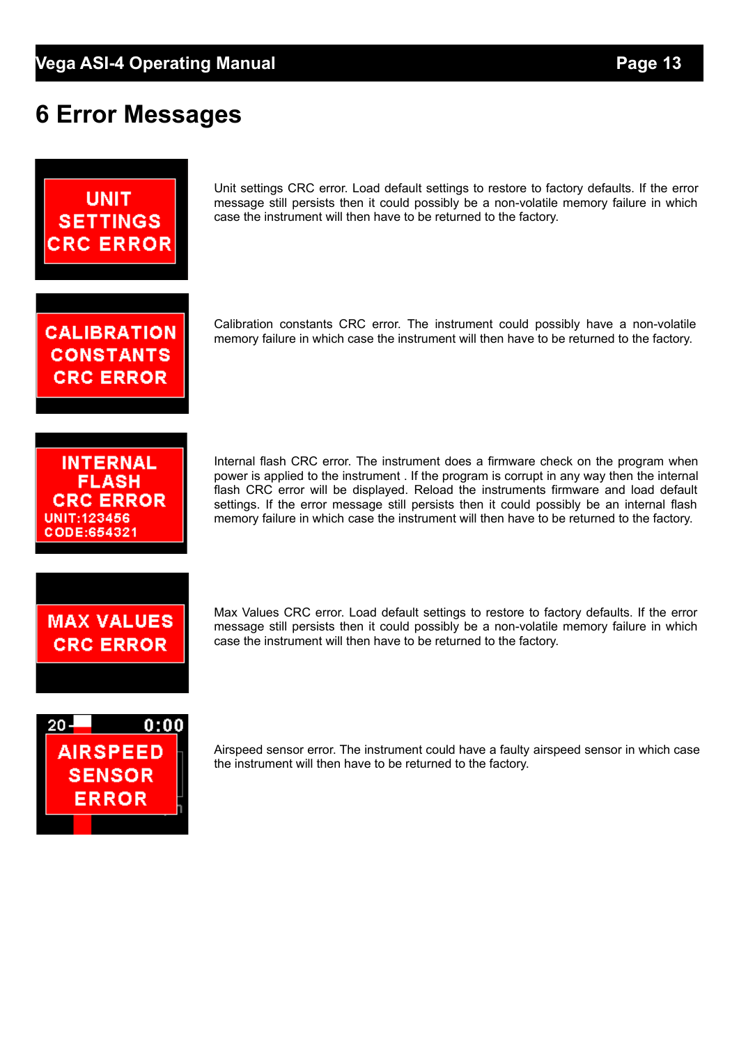# 6 Error Messages

Unit settings CRC error. Load default settings to restore to factory defaults. If the error message still persists then it could possibly be a non-volatile memory failure in which case the instrument will then have to be returned to the factory.

Calibration constants CRC error. The instrument could possibly have a non-volatile memory failure in which case the instrument will then have to be returned to the factory.

Internal flash CRC error. The instrument does a firmware check on the program when power is applied to the instrument . If the program is corrupt in any way then the internal flash CRC error will be displayed. Reload the instruments firmware and load default settings. If the error message still persists then it could possibly be an internal flash memory failure in which case the instrument will then have to be returned to the factory.

Max Values CRC error. Load default settings to restore to factory defaults. If the error message still persists then it could possibly be a non-volatile memory failure in which case the instrument will then have to be returned to the factory.

Airspeed sensor error. The instrument could have a faulty airspeed sensor in which case the instrument will then have to be returned to the factory.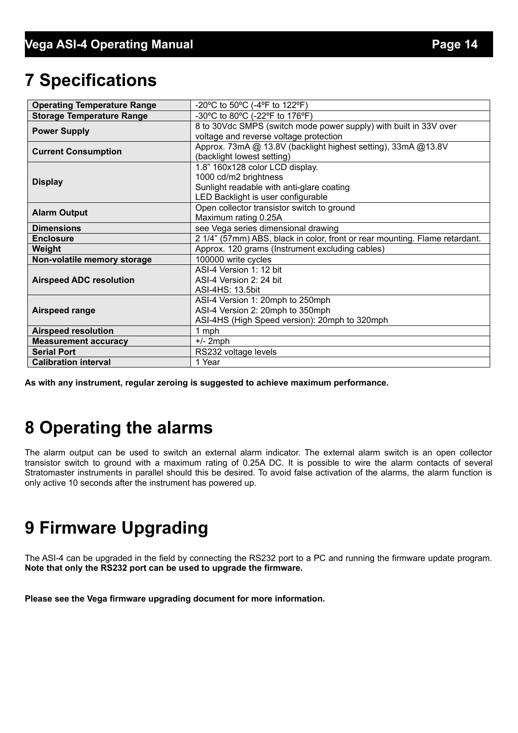# 7 Specifications

| | |
|---|---|
| **Operating Temperature Range** | -20ºC to 50ºC (-4ºF to 122ºF) |
| **Storage Temperature Range** | -30ºC to 80ºC (-22ºF to 176ºF) |
| **Power Supply** | 8 to 30Vdc SMPS (switch mode power supply) with built in 33V over voltage and reverse voltage protection |
| **Current Consumption** | Approx. 73mA @ 13.8V (backlight highest setting), 33mA @13.8V (backlight lowest setting) |
| **Display** | 1.8” 160x128 color LCD display.<br>1000 cd/m2 brightness<br>Sunlight readable with anti-glare coating<br>LED Backlight is user configurable |
| **Alarm Output** | Open collector transistor switch to ground<br>Maximum rating 0.25A |
| **Dimensions** | see Vega series dimensional drawing |
| **Enclosure** | 2 1/4” (57mm) ABS, black in color, front or rear mounting. Flame retardant. |
| **Weight** | Approx. 120 grams (Instrument excluding cables) |
| **Non-volatile memory storage** | 100000 write cycles |
| **Airspeed ADC resolution** | ASI-4 Version 1: 12 bit<br>ASI-4 Version 2: 24 bit<br>ASI-4HS: 13.5bit |
| **Airspeed range** | ASI-4 Version 1: 20mph to 250mph<br>ASI-4 Version 2: 20mph to 350mph<br>ASI-4HS (High Speed version): 20mph to 320mph |
| **Airspeed resolution** | 1 mph |
| **Measurement accuracy** | +/- 2mph |
| **Serial Port** | RS232 voltage levels |
| **Calibration interval** | 1 Year |

**As with any instrument, regular zeroing is suggested to achieve maximum performance.**

# 8 Operating the alarms

The alarm output can be used to switch an external alarm indicator. The external alarm switch is an open collector transistor switch to ground with a maximum rating of 0.25A DC. It is possible to wire the alarm contacts of several Stratomaster instruments in parallel should this be desired. To avoid false activation of the alarms, the alarm function is only active 10 seconds after the instrument has powered up.

# 9 Firmware Upgrading

The ASI-4 can be upgraded in the field by connecting the RS232 port to a PC and running the firmware update program. **Note that only the RS232 port can be used to upgrade the firmware.**

**Please see the Vega firmware upgrading document for more information.**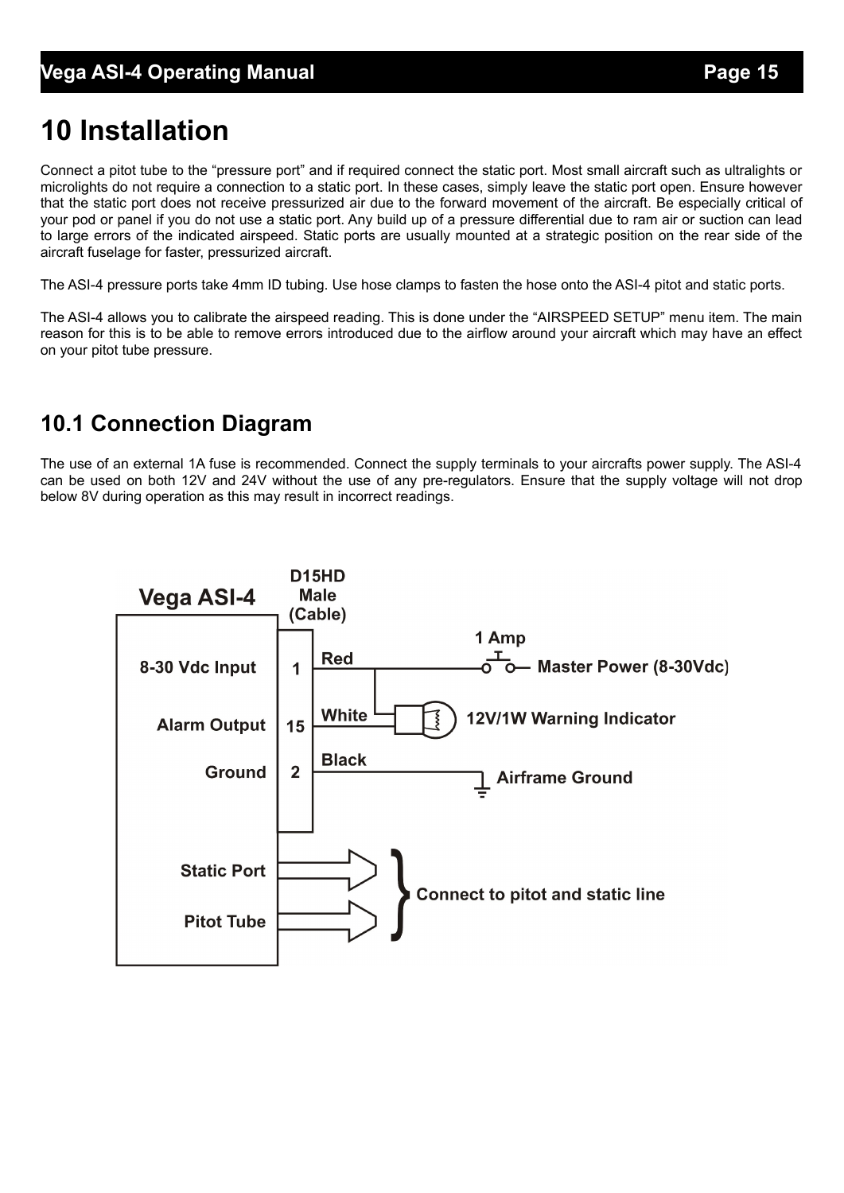# 10 Installation

Connect a pitot tube to the "pressure port" and if required connect the static port. Most small aircraft such as ultralights or microlights do not require a connection to a static port. In these cases, simply leave the static port open. Ensure however that the static port does not receive pressurized air due to the forward movement of the aircraft. Be especially critical of your pod or panel if you do not use a static port. Any build up of a pressure differential due to ram air or suction can lead to large errors of the indicated airspeed. Static ports are usually mounted at a strategic position on the rear side of the aircraft fuselage for faster, pressurized aircraft.

The ASI-4 pressure ports take 4mm ID tubing. Use hose clamps to fasten the hose onto the ASI-4 pitot and static ports.

The ASI-4 allows you to calibrate the airspeed reading. This is done under the "AIRSPEED SETUP" menu item. The main reason for this is to be able to remove errors introduced due to the airflow around your aircraft which may have an effect on your pitot tube pressure.

## 10.1 Connection Diagram

The use of an external 1A fuse is recommended. Connect the supply terminals to your aircrafts power supply. The ASI-4 can be used on both 12V and 24V without the use of any pre-regulators. Ensure that the supply voltage will not drop below 8V during operation as this may result in incorrect readings.

Vega ASI-4

D15HD Male (Cable)

8-30 Vdc Input — 1 — Red — 1 Amp — Master Power (8-30Vdc)

Alarm Output — 15 — White — 12V/1W Warning Indicator

Ground — 2 — Black — Airframe Ground

Static Port

Pitot Tube

Connect to pitot and static line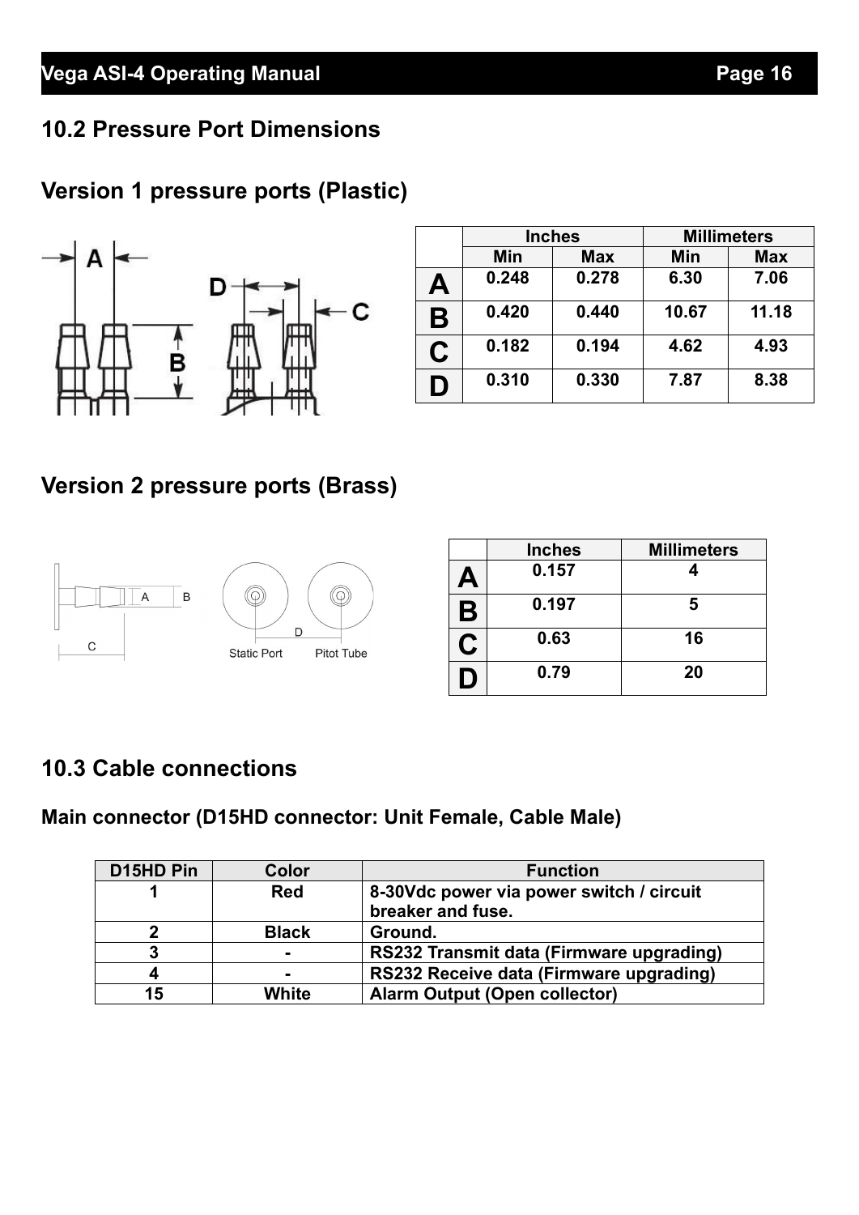## 10.2 Pressure Port Dimensions

### Version 1 pressure ports (Plastic)

| | Inches | | Millimeters | |
|---|---|---|---|---|
| | Min | Max | Min | Max |
| A | 0.248 | 0.278 | 6.30 | 7.06 |
| B | 0.420 | 0.440 | 10.67 | 11.18 |
| C | 0.182 | 0.194 | 4.62 | 4.93 |
| D | 0.310 | 0.330 | 7.87 | 8.38 |

### Version 2 pressure ports (Brass)

| | Inches | Millimeters |
|---|---|---|
| A | 0.157 | 4 |
| B | 0.197 | 5 |
| C | 0.63 | 16 |
| D | 0.79 | 20 |

## 10.3 Cable connections

### Main connector (D15HD connector: Unit Female, Cable Male)

| D15HD Pin | Color | Function |
|---|---|---|
| 1 | Red | 8-30Vdc power via power switch / circuit breaker and fuse. |
| 2 | Black | Ground. |
| 3 | - | RS232 Transmit data (Firmware upgrading) |
| 4 | - | RS232 Receive data (Firmware upgrading) |
| 15 | White | Alarm Output (Open collector) |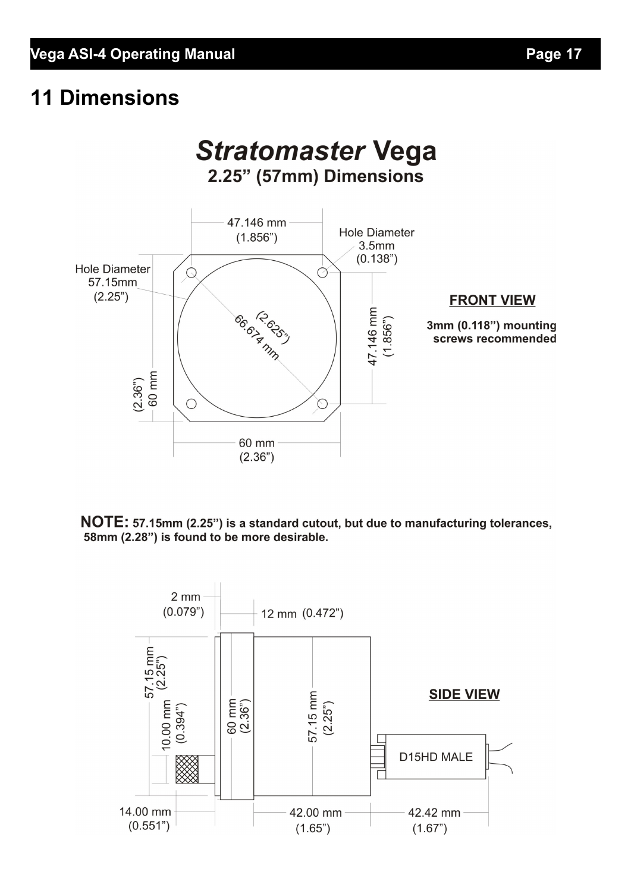# 11 Dimensions

## *Stratomaster* Vega

### 2.25" (57mm) Dimensions

47.146 mm (1.856")

Hole Diameter 3.5mm (0.138")

Hole Diameter 57.15mm (2.25")

(2.625") 66.674 mm

47.146 mm (1.856")

(2.36") 60 mm

60 mm (2.36")

**FRONT VIEW**

**3mm (0.118") mounting screws recommended**

**NOTE: 57.15mm (2.25") is a standard cutout, but due to manufacturing tolerances, 58mm (2.28") is found to be more desirable.**

2 mm (0.079")

12 mm (0.472")

57.15 mm (2.25")

10.00 mm (0.394")

60 mm (2.36")

57.15 mm (2.25")

**SIDE VIEW**

D15HD MALE

14.00 mm (0.551")

42.00 mm (1.65")

42.42 mm (1.67")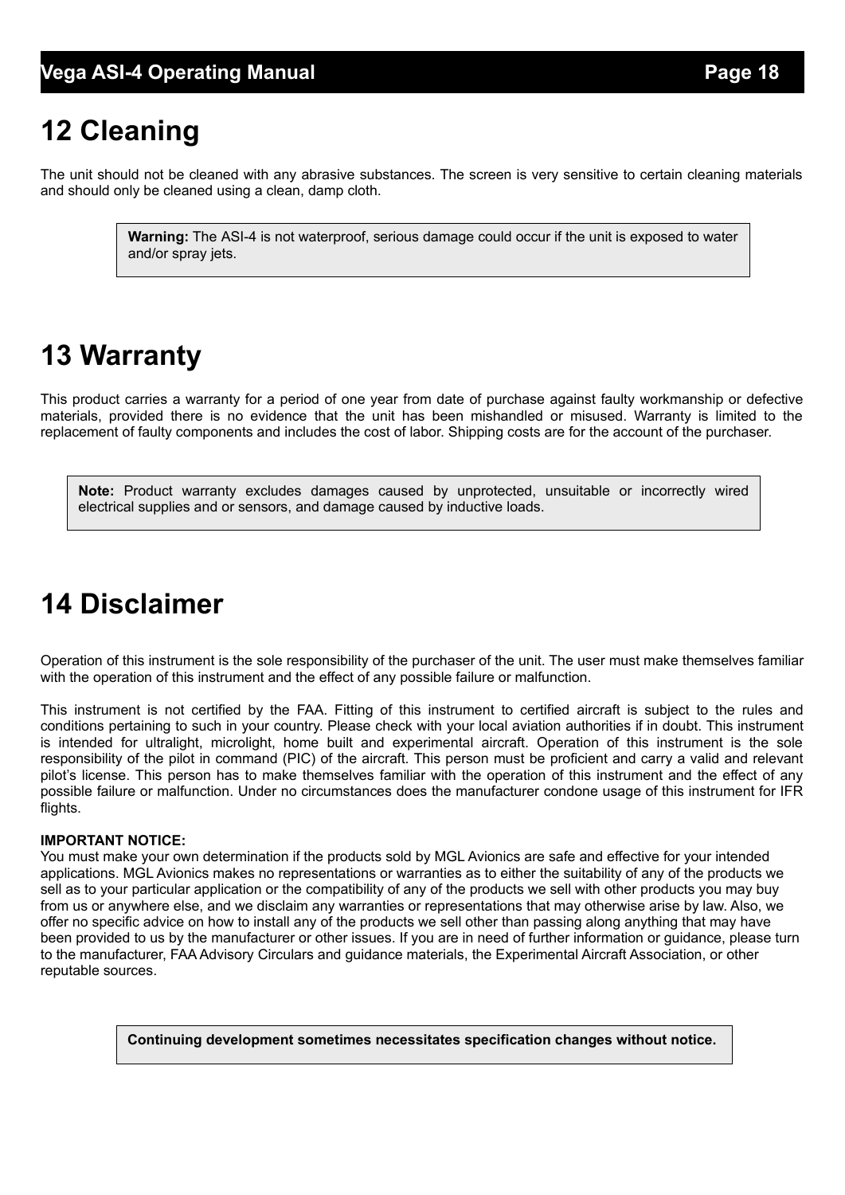# 12 Cleaning

The unit should not be cleaned with any abrasive substances. The screen is very sensitive to certain cleaning materials and should only be cleaned using a clean, damp cloth.

> **Warning:** The ASI-4 is not waterproof, serious damage could occur if the unit is exposed to water and/or spray jets.

# 13 Warranty

This product carries a warranty for a period of one year from date of purchase against faulty workmanship or defective materials, provided there is no evidence that the unit has been mishandled or misused. Warranty is limited to the replacement of faulty components and includes the cost of labor. Shipping costs are for the account of the purchaser.

> **Note:** Product warranty excludes damages caused by unprotected, unsuitable or incorrectly wired electrical supplies and or sensors, and damage caused by inductive loads.

# 14 Disclaimer

Operation of this instrument is the sole responsibility of the purchaser of the unit. The user must make themselves familiar with the operation of this instrument and the effect of any possible failure or malfunction.

This instrument is not certified by the FAA. Fitting of this instrument to certified aircraft is subject to the rules and conditions pertaining to such in your country. Please check with your local aviation authorities if in doubt. This instrument is intended for ultralight, microlight, home built and experimental aircraft. Operation of this instrument is the sole responsibility of the pilot in command (PIC) of the aircraft. This person must be proficient and carry a valid and relevant pilot's license. This person has to make themselves familiar with the operation of this instrument and the effect of any possible failure or malfunction. Under no circumstances does the manufacturer condone usage of this instrument for IFR flights.

**IMPORTANT NOTICE:**
You must make your own determination if the products sold by MGL Avionics are safe and effective for your intended applications. MGL Avionics makes no representations or warranties as to either the suitability of any of the products we sell as to your particular application or the compatibility of any of the products we sell with other products you may buy from us or anywhere else, and we disclaim any warranties or representations that may otherwise arise by law. Also, we offer no specific advice on how to install any of the products we sell other than passing along anything that may have been provided to us by the manufacturer or other issues. If you are in need of further information or guidance, please turn to the manufacturer, FAA Advisory Circulars and guidance materials, the Experimental Aircraft Association, or other reputable sources.

> **Continuing development sometimes necessitates specification changes without notice.**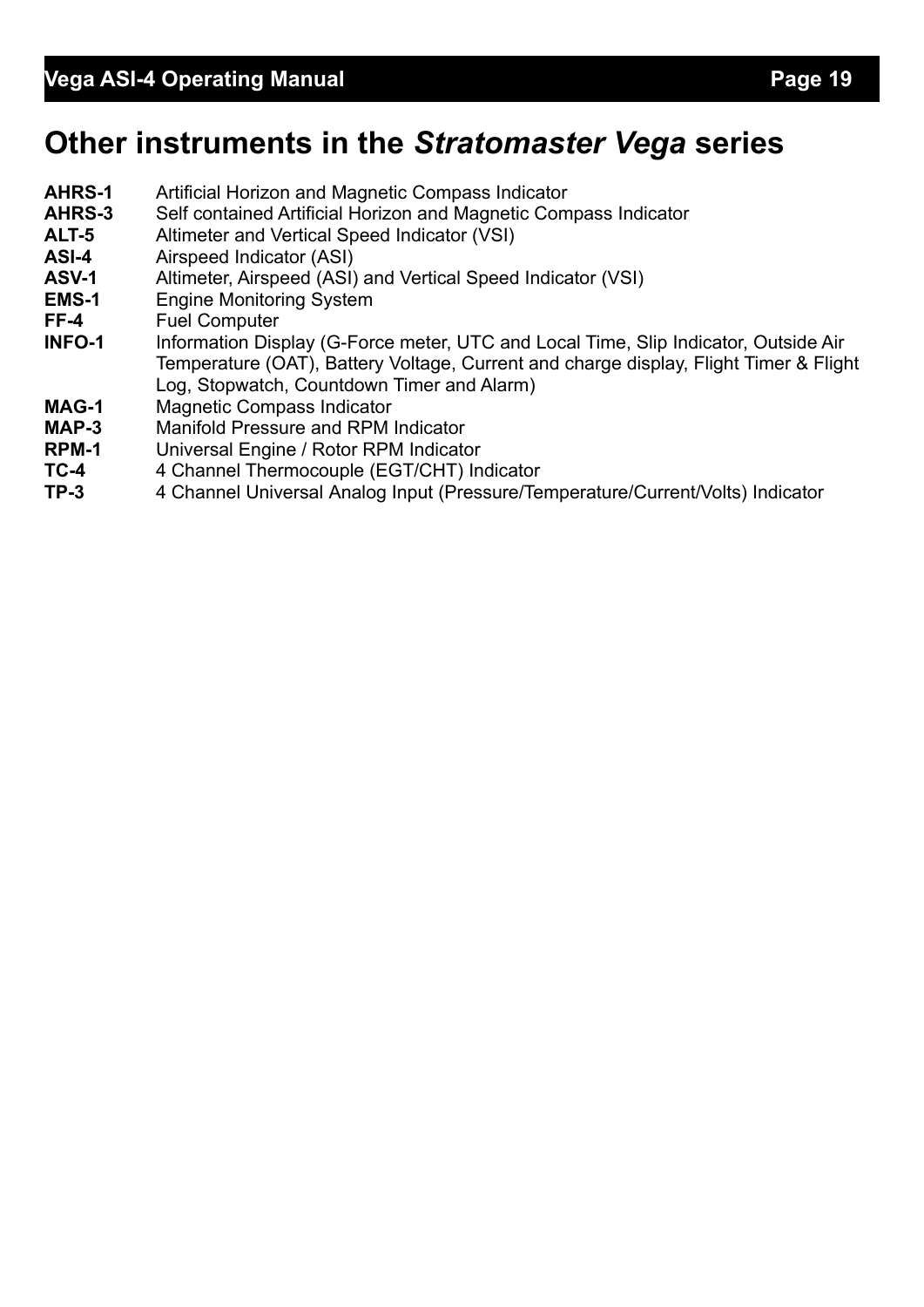# Other instruments in the *Stratomaster Vega* series

| | |
|---|---|
| **AHRS-1** | Artificial Horizon and Magnetic Compass Indicator |
| **AHRS-3** | Self contained Artificial Horizon and Magnetic Compass Indicator |
| **ALT-5** | Altimeter and Vertical Speed Indicator (VSI) |
| **ASI-4** | Airspeed Indicator (ASI) |
| **ASV-1** | Altimeter, Airspeed (ASI) and Vertical Speed Indicator (VSI) |
| **EMS-1** | Engine Monitoring System |
| **FF-4** | Fuel Computer |
| **INFO-1** | Information Display (G-Force meter, UTC and Local Time, Slip Indicator, Outside Air Temperature (OAT), Battery Voltage, Current and charge display, Flight Timer & Flight Log, Stopwatch, Countdown Timer and Alarm) |
| **MAG-1** | Magnetic Compass Indicator |
| **MAP-3** | Manifold Pressure and RPM Indicator |
| **RPM-1** | Universal Engine / Rotor RPM Indicator |
| **TC-4** | 4 Channel Thermocouple (EGT/CHT) Indicator |
| **TP-3** | 4 Channel Universal Analog Input (Pressure/Temperature/Current/Volts) Indicator |